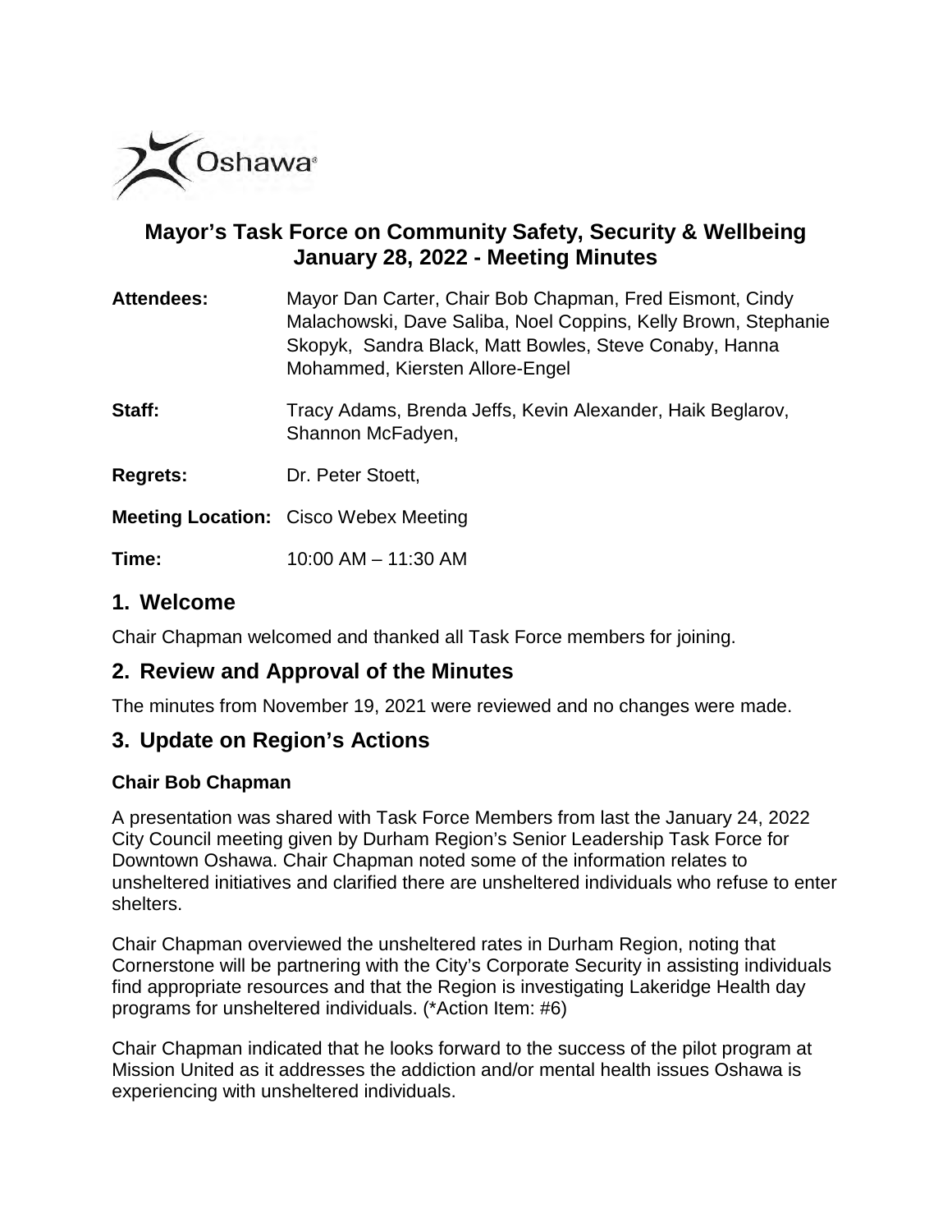# Mayor's Task Force on Community Safety, Security & Wellbeing
## January 28, 2022 - Meeting Minutes

**Attendees:** Mayor Dan Carter, Chair Bob Chapman, Fred Eismont, Cindy Malachowski, Dave Saliba, Noel Coppins, Kelly Brown, Stephanie Skopyk, Sandra Black, Matt Bowles, Steve Conaby, Hanna Mohammed, Kiersten Allore-Engel

**Staff:** Tracy Adams, Brenda Jeffs, Kevin Alexander, Haik Beglarov, Shannon McFadyen,

**Regrets:** Dr. Peter Stoett,

**Meeting Location:** Cisco Webex Meeting

**Time:** 10:00 AM – 11:30 AM

## 1. Welcome

Chair Chapman welcomed and thanked all Task Force members for joining.

## 2. Review and Approval of the Minutes

The minutes from November 19, 2021 were reviewed and no changes were made.

## 3. Update on Region's Actions

### Chair Bob Chapman

A presentation was shared with Task Force Members from last the January 24, 2022 City Council meeting given by Durham Region's Senior Leadership Task Force for Downtown Oshawa. Chair Chapman noted some of the information relates to unsheltered initiatives and clarified there are unsheltered individuals who refuse to enter shelters.

Chair Chapman overviewed the unsheltered rates in Durham Region, noting that Cornerstone will be partnering with the City's Corporate Security in assisting individuals find appropriate resources and that the Region is investigating Lakeridge Health day programs for unsheltered individuals. (*Action Item: #6)

Chair Chapman indicated that he looks forward to the success of the pilot program at Mission United as it addresses the addiction and/or mental health issues Oshawa is experiencing with unsheltered individuals.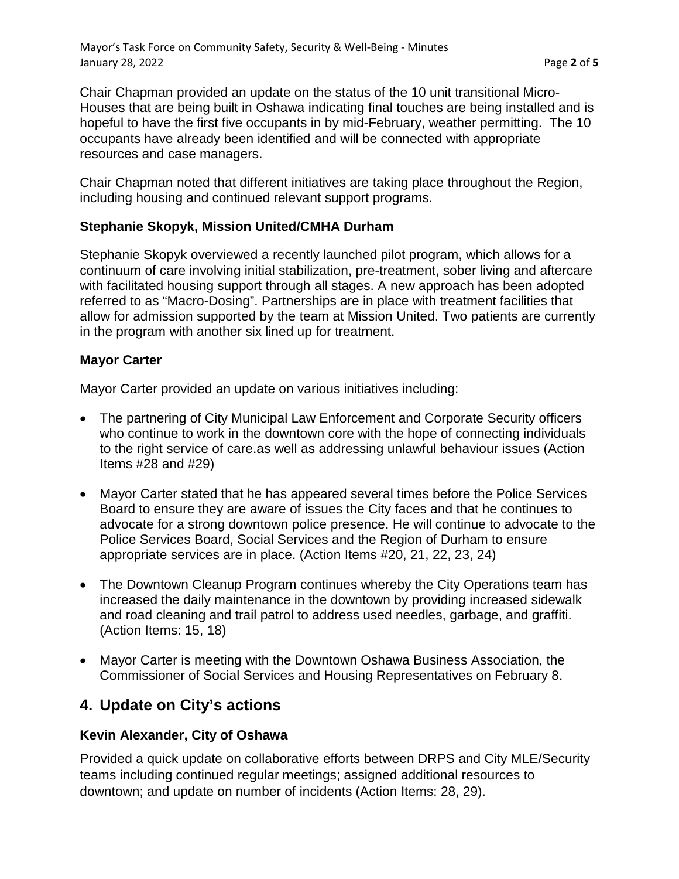Chair Chapman provided an update on the status of the 10 unit transitional Micro-Houses that are being built in Oshawa indicating final touches are being installed and is hopeful to have the first five occupants in by mid-February, weather permitting. The 10 occupants have already been identified and will be connected with appropriate resources and case managers.

Chair Chapman noted that different initiatives are taking place throughout the Region, including housing and continued relevant support programs.

**Stephanie Skopyk, Mission United/CMHA Durham**

Stephanie Skopyk overviewed a recently launched pilot program, which allows for a continuum of care involving initial stabilization, pre-treatment, sober living and aftercare with facilitated housing support through all stages. A new approach has been adopted referred to as "Macro-Dosing". Partnerships are in place with treatment facilities that allow for admission supported by the team at Mission United. Two patients are currently in the program with another six lined up for treatment.

**Mayor Carter**

Mayor Carter provided an update on various initiatives including:

- The partnering of City Municipal Law Enforcement and Corporate Security officers who continue to work in the downtown core with the hope of connecting individuals to the right service of care.as well as addressing unlawful behaviour issues (Action Items #28 and #29)
- Mayor Carter stated that he has appeared several times before the Police Services Board to ensure they are aware of issues the City faces and that he continues to advocate for a strong downtown police presence. He will continue to advocate to the Police Services Board, Social Services and the Region of Durham to ensure appropriate services are in place. (Action Items #20, 21, 22, 23, 24)
- The Downtown Cleanup Program continues whereby the City Operations team has increased the daily maintenance in the downtown by providing increased sidewalk and road cleaning and trail patrol to address used needles, garbage, and graffiti. (Action Items: 15, 18)
- Mayor Carter is meeting with the Downtown Oshawa Business Association, the Commissioner of Social Services and Housing Representatives on February 8.

## 4. Update on City's actions

**Kevin Alexander, City of Oshawa**

Provided a quick update on collaborative efforts between DRPS and City MLE/Security teams including continued regular meetings; assigned additional resources to downtown; and update on number of incidents (Action Items: 28, 29).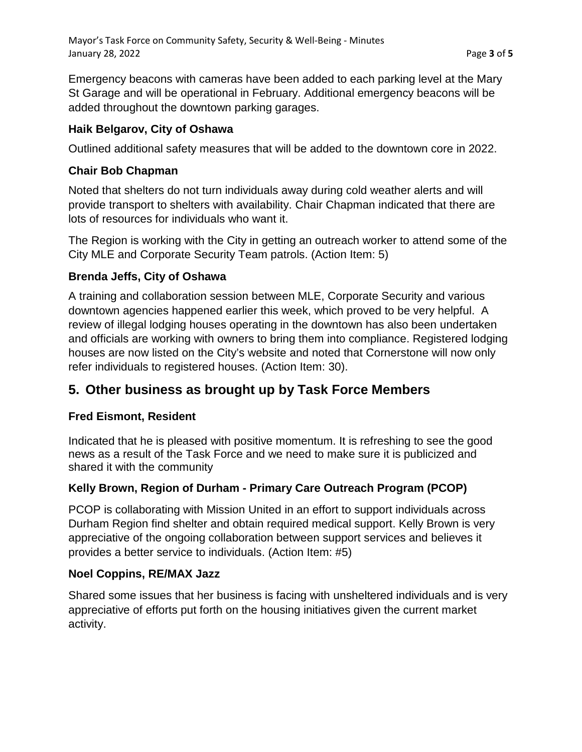Emergency beacons with cameras have been added to each parking level at the Mary St Garage and will be operational in February. Additional emergency beacons will be added throughout the downtown parking garages.

### Haik Belgarov, City of Oshawa

Outlined additional safety measures that will be added to the downtown core in 2022.

### Chair Bob Chapman

Noted that shelters do not turn individuals away during cold weather alerts and will provide transport to shelters with availability. Chair Chapman indicated that there are lots of resources for individuals who want it.

The Region is working with the City in getting an outreach worker to attend some of the City MLE and Corporate Security Team patrols. (Action Item: 5)

### Brenda Jeffs, City of Oshawa

A training and collaboration session between MLE, Corporate Security and various downtown agencies happened earlier this week, which proved to be very helpful. A review of illegal lodging houses operating in the downtown has also been undertaken and officials are working with owners to bring them into compliance. Registered lodging houses are now listed on the City's website and noted that Cornerstone will now only refer individuals to registered houses. (Action Item: 30).

## 5. Other business as brought up by Task Force Members

### Fred Eismont, Resident

Indicated that he is pleased with positive momentum. It is refreshing to see the good news as a result of the Task Force and we need to make sure it is publicized and shared it with the community

### Kelly Brown, Region of Durham - Primary Care Outreach Program (PCOP)

PCOP is collaborating with Mission United in an effort to support individuals across Durham Region find shelter and obtain required medical support. Kelly Brown is very appreciative of the ongoing collaboration between support services and believes it provides a better service to individuals. (Action Item: #5)

### Noel Coppins, RE/MAX Jazz

Shared some issues that her business is facing with unsheltered individuals and is very appreciative of efforts put forth on the housing initiatives given the current market activity.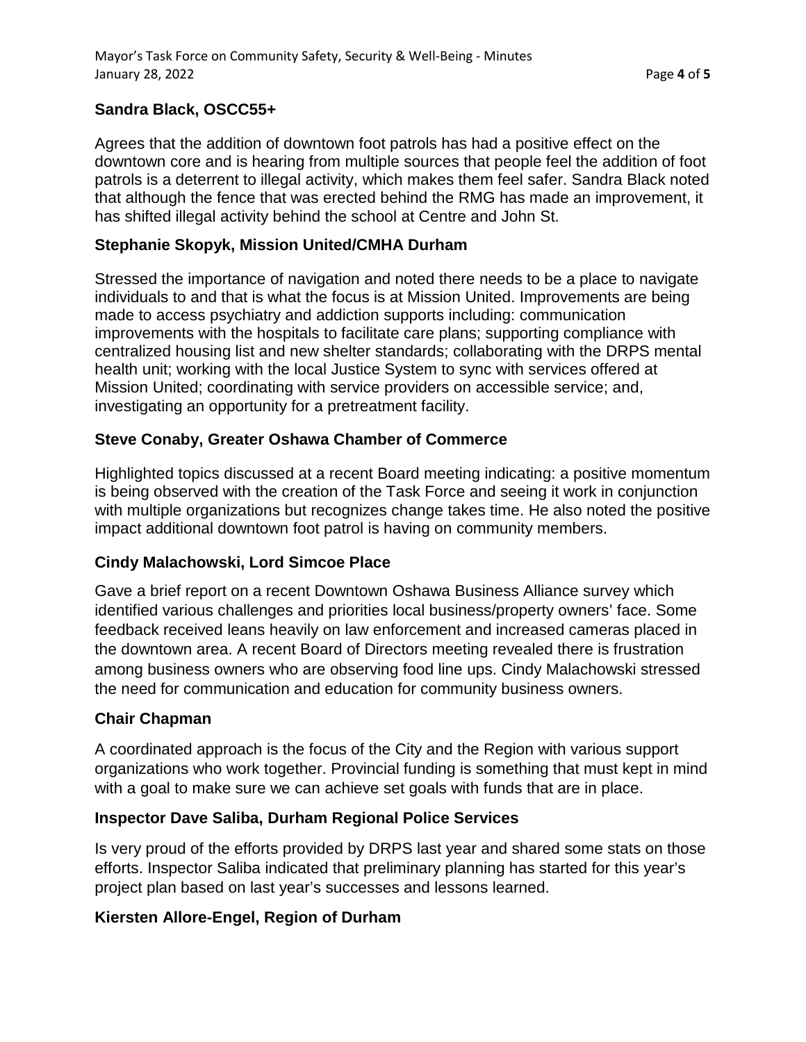**Sandra Black, OSCC55+**

Agrees that the addition of downtown foot patrols has had a positive effect on the downtown core and is hearing from multiple sources that people feel the addition of foot patrols is a deterrent to illegal activity, which makes them feel safer. Sandra Black noted that although the fence that was erected behind the RMG has made an improvement, it has shifted illegal activity behind the school at Centre and John St.

**Stephanie Skopyk, Mission United/CMHA Durham**

Stressed the importance of navigation and noted there needs to be a place to navigate individuals to and that is what the focus is at Mission United. Improvements are being made to access psychiatry and addiction supports including: communication improvements with the hospitals to facilitate care plans; supporting compliance with centralized housing list and new shelter standards; collaborating with the DRPS mental health unit; working with the local Justice System to sync with services offered at Mission United; coordinating with service providers on accessible service; and, investigating an opportunity for a pretreatment facility.

**Steve Conaby, Greater Oshawa Chamber of Commerce**

Highlighted topics discussed at a recent Board meeting indicating: a positive momentum is being observed with the creation of the Task Force and seeing it work in conjunction with multiple organizations but recognizes change takes time. He also noted the positive impact additional downtown foot patrol is having on community members.

**Cindy Malachowski, Lord Simcoe Place**

Gave a brief report on a recent Downtown Oshawa Business Alliance survey which identified various challenges and priorities local business/property owners' face. Some feedback received leans heavily on law enforcement and increased cameras placed in the downtown area. A recent Board of Directors meeting revealed there is frustration among business owners who are observing food line ups. Cindy Malachowski stressed the need for communication and education for community business owners.

**Chair Chapman**

A coordinated approach is the focus of the City and the Region with various support organizations who work together. Provincial funding is something that must kept in mind with a goal to make sure we can achieve set goals with funds that are in place.

**Inspector Dave Saliba, Durham Regional Police Services**

Is very proud of the efforts provided by DRPS last year and shared some stats on those efforts. Inspector Saliba indicated that preliminary planning has started for this year's project plan based on last year's successes and lessons learned.

**Kiersten Allore-Engel, Region of Durham**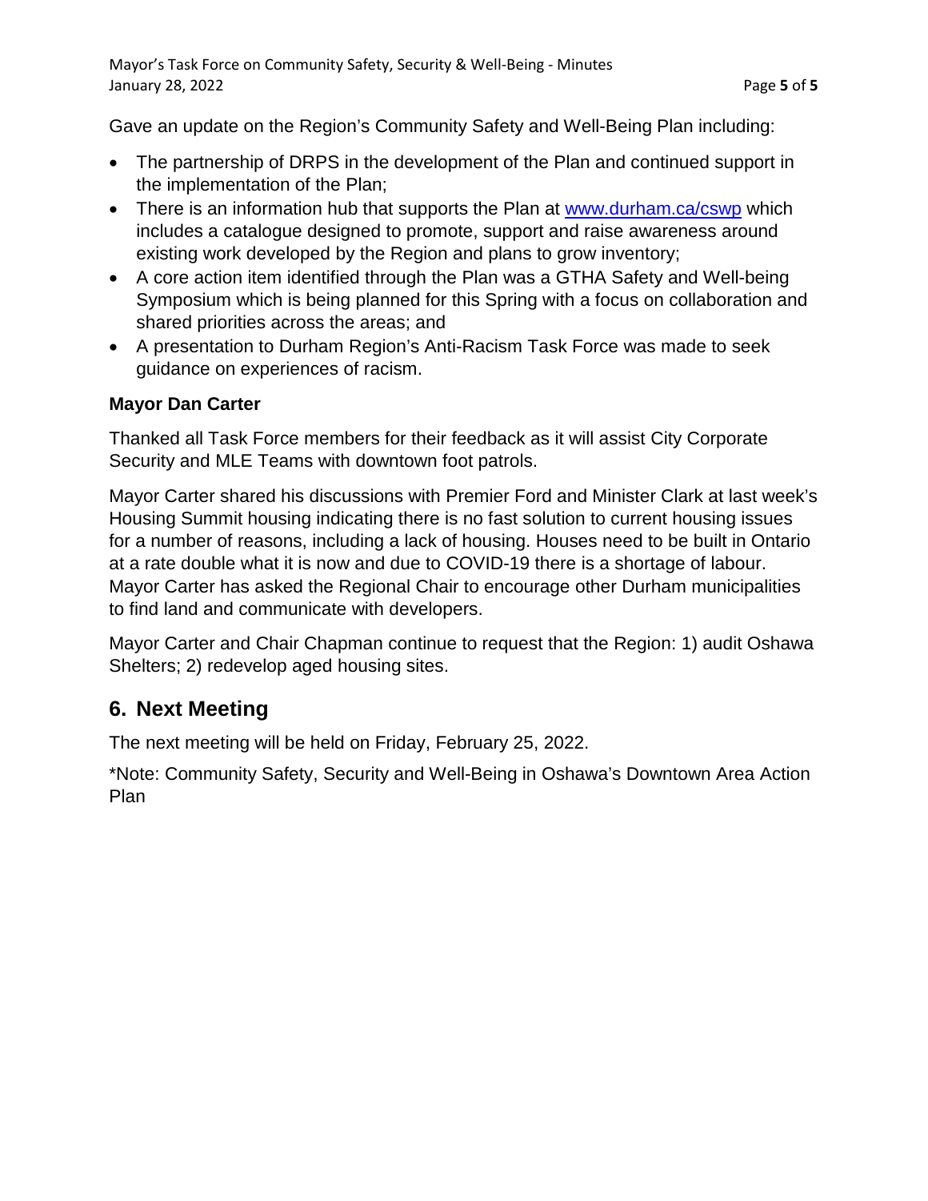Gave an update on the Region's Community Safety and Well-Being Plan including:

- The partnership of DRPS in the development of the Plan and continued support in the implementation of the Plan;
- There is an information hub that supports the Plan at [www.durham.ca/cswp](http://www.durham.ca/cswp) which includes a catalogue designed to promote, support and raise awareness around existing work developed by the Region and plans to grow inventory;
- A core action item identified through the Plan was a GTHA Safety and Well-being Symposium which is being planned for this Spring with a focus on collaboration and shared priorities across the areas; and
- A presentation to Durham Region's Anti-Racism Task Force was made to seek guidance on experiences of racism.

**Mayor Dan Carter**

Thanked all Task Force members for their feedback as it will assist City Corporate Security and MLE Teams with downtown foot patrols.

Mayor Carter shared his discussions with Premier Ford and Minister Clark at last week's Housing Summit housing indicating there is no fast solution to current housing issues for a number of reasons, including a lack of housing. Houses need to be built in Ontario at a rate double what it is now and due to COVID-19 there is a shortage of labour. Mayor Carter has asked the Regional Chair to encourage other Durham municipalities to find land and communicate with developers.

Mayor Carter and Chair Chapman continue to request that the Region: 1) audit Oshawa Shelters; 2) redevelop aged housing sites.

## 6. Next Meeting

The next meeting will be held on Friday, February 25, 2022.

*Note: Community Safety, Security and Well-Being in Oshawa's Downtown Area Action Plan